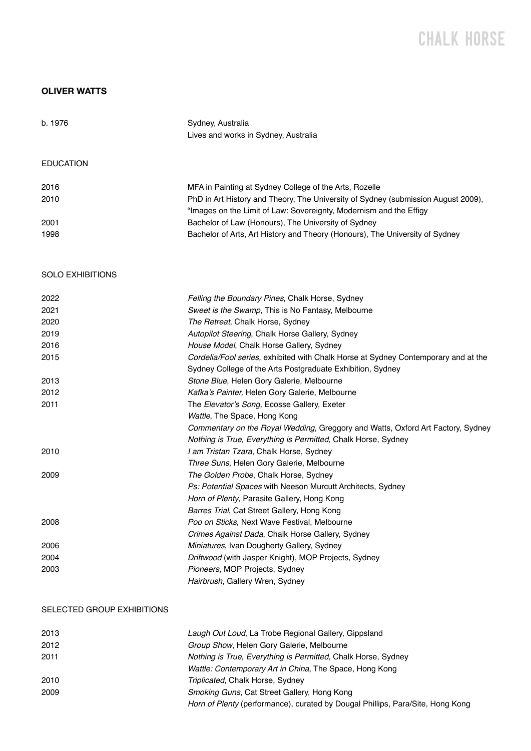# CHALK HORSE

## OLIVER WATTS

| | |
|---|---|
| b. 1976 | Sydney, Australia<br>Lives and works in Sydney, Australia |

### EDUCATION

| | |
|---|---|
| 2016 | MFA in Painting at Sydney College of the Arts, Rozelle |
| 2010 | PhD in Art History and Theory, The University of Sydney (submission August 2009), "Images on the Limit of Law: Sovereignty, Modernism and the Effigy |
| 2001 | Bachelor of Law (Honours), The University of Sydney |
| 1998 | Bachelor of Arts, Art History and Theory (Honours), The University of Sydney |

### SOLO EXHIBITIONS

| | |
|---|---|
| 2022 | *Felling the Boundary Pines*, Chalk Horse, Sydney |
| 2021 | *Sweet is the Swamp*, This is No Fantasy, Melbourne |
| 2020 | *The Retreat*, Chalk Horse, Sydney |
| 2019 | *Autopilot Steering*, Chalk Horse Gallery, Sydney |
| 2016 | *House Model*, Chalk Horse Gallery, Sydney |
| 2015 | *Cordelia/Fool series,* exhibited with Chalk Horse at Sydney Contemporary and at the Sydney College of the Arts Postgraduate Exhibition, Sydney |
| 2013 | *Stone Blue*, Helen Gory Galerie, Melbourne |
| 2012 | *Kafka's Painter,* Helen Gory Galerie, Melbourne |
| 2011 | The *Elevator's Song,* Ecosse Gallery, Exeter<br>*Wattle*, The Space, Hong Kong<br>*Commentary on the Royal Wedding*, Greggory and Watts, Oxford Art Factory, Sydney<br>*Nothing is True, Everything is Permitted,* Chalk Horse, Sydney |
| 2010 | *I am Tristan Tzara*, Chalk Horse, Sydney<br>*Three Suns,* Helen Gory Galerie, Melbourne |
| 2009 | *The Golden Probe*, Chalk Horse, Sydney<br>*Ps: Potential Spaces* with Neeson Murcutt Architects, Sydney<br>*Horn of Plenty*, Parasite Gallery, Hong Kong<br>*Barres Trial*, Cat Street Gallery, Hong Kong |
| 2008 | *Poo on Sticks*, Next Wave Festival, Melbourne<br>*Crimes Against Dada*, Chalk Horse Gallery, Sydney |
| 2006 | *Miniatures*, Ivan Dougherty Gallery, Sydney |
| 2004 | *Driftwood* (with Jasper Knight), MOP Projects, Sydney |
| 2003 | *Pioneers*, MOP Projects, Sydney<br>*Hairbrush*, Gallery Wren, Sydney |

### SELECTED GROUP EXHIBITIONS

| | |
|---|---|
| 2013 | *Laugh Out Loud*, La Trobe Regional Gallery, Gippsland |
| 2012 | *Group Show*, Helen Gory Galerie, Melbourne |
| 2011 | *Nothing is True, Everything is Permitted*, Chalk Horse, Sydney<br>*Wattle: Contemporary Art in China*, The Space, Hong Kong |
| 2010 | *Triplicated*, Chalk Horse, Sydney |
| 2009 | *Smoking Guns*, Cat Street Gallery, Hong Kong<br>*Horn of Plenty* (performance), curated by Dougal Phillips, Para/Site, Hong Kong |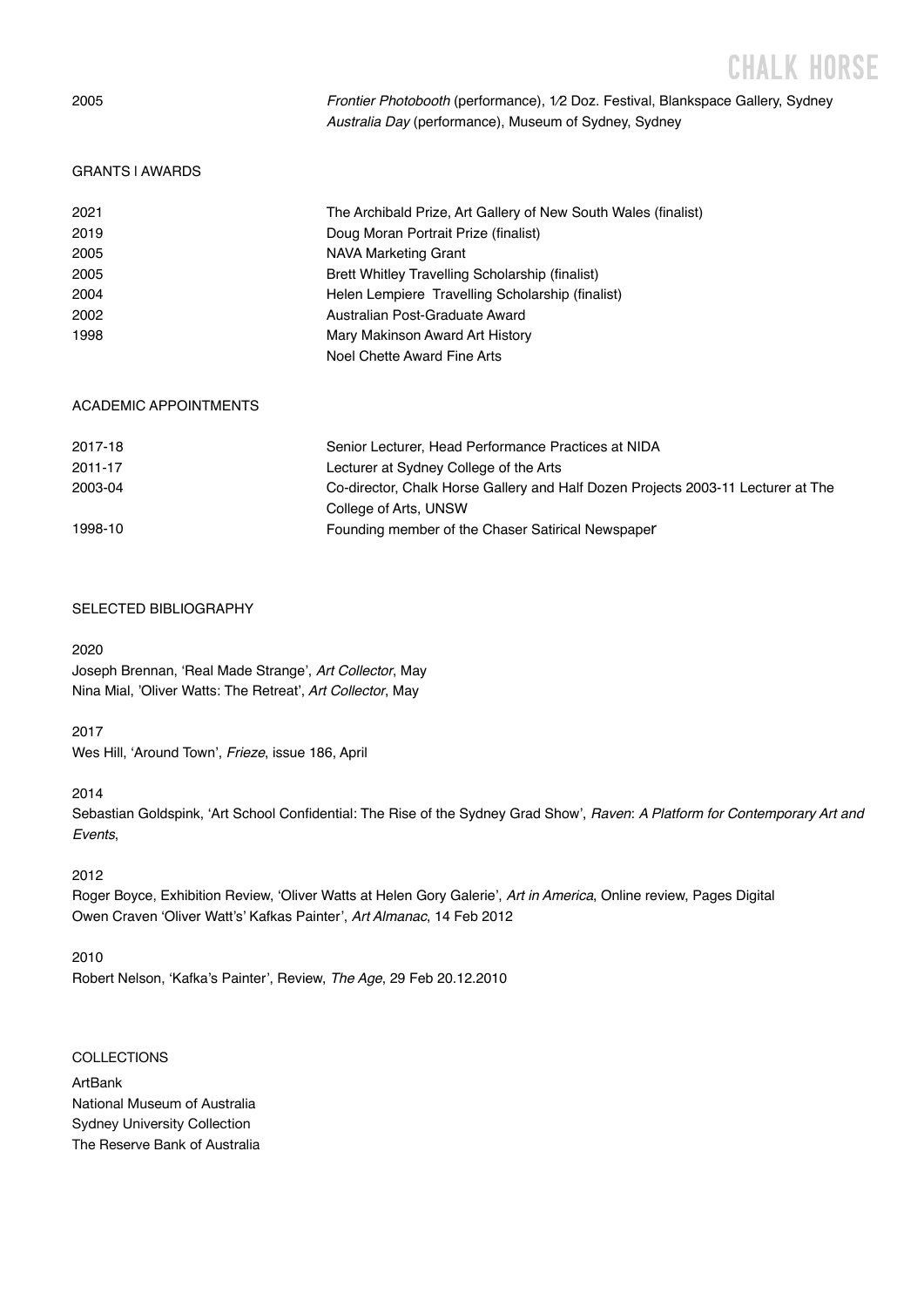| | |
|---|---|
| 2005 | *Frontier Photobooth* (performance), 1⁄2 Doz. Festival, Blankspace Gallery, Sydney |
| | *Australia Day* (performance), Museum of Sydney, Sydney |

GRANTS | AWARDS

| | |
|---|---|
| 2021 | The Archibald Prize, Art Gallery of New South Wales (finalist) |
| 2019 | Doug Moran Portrait Prize (finalist) |
| 2005 | NAVA Marketing Grant |
| 2005 | Brett Whitley Travelling Scholarship (finalist) |
| 2004 | Helen Lempiere Travelling Scholarship (finalist) |
| 2002 | Australian Post-Graduate Award |
| 1998 | Mary Makinson Award Art History |
| | Noel Chette Award Fine Arts |

ACADEMIC APPOINTMENTS

| | |
|---|---|
| 2017-18 | Senior Lecturer, Head Performance Practices at NIDA |
| 2011-17 | Lecturer at Sydney College of the Arts |
| 2003-04 | Co-director, Chalk Horse Gallery and Half Dozen Projects 2003-11 Lecturer at The College of Arts, UNSW |
| 1998-10 | Founding member of the Chaser Satirical Newspaper |

SELECTED BIBLIOGRAPHY

2020

Joseph Brennan, 'Real Made Strange', *Art Collector*, May

Nina Mial, 'Oliver Watts: The Retreat', *Art Collector*, May

2017

Wes Hill, 'Around Town', *Frieze*, issue 186, April

2014

Sebastian Goldspink, 'Art School Confidential: The Rise of the Sydney Grad Show', *Raven*: *A Platform for Contemporary Art and Events*,

2012

Roger Boyce, Exhibition Review, 'Oliver Watts at Helen Gory Galerie', *Art in America*, Online review, Pages Digital

Owen Craven 'Oliver Watt's' Kafkas Painter', *Art Almanac*, 14 Feb 2012

2010

Robert Nelson, 'Kafka's Painter', Review, *The Age*, 29 Feb 20.12.2010

COLLECTIONS

ArtBank

National Museum of Australia

Sydney University Collection

The Reserve Bank of Australia